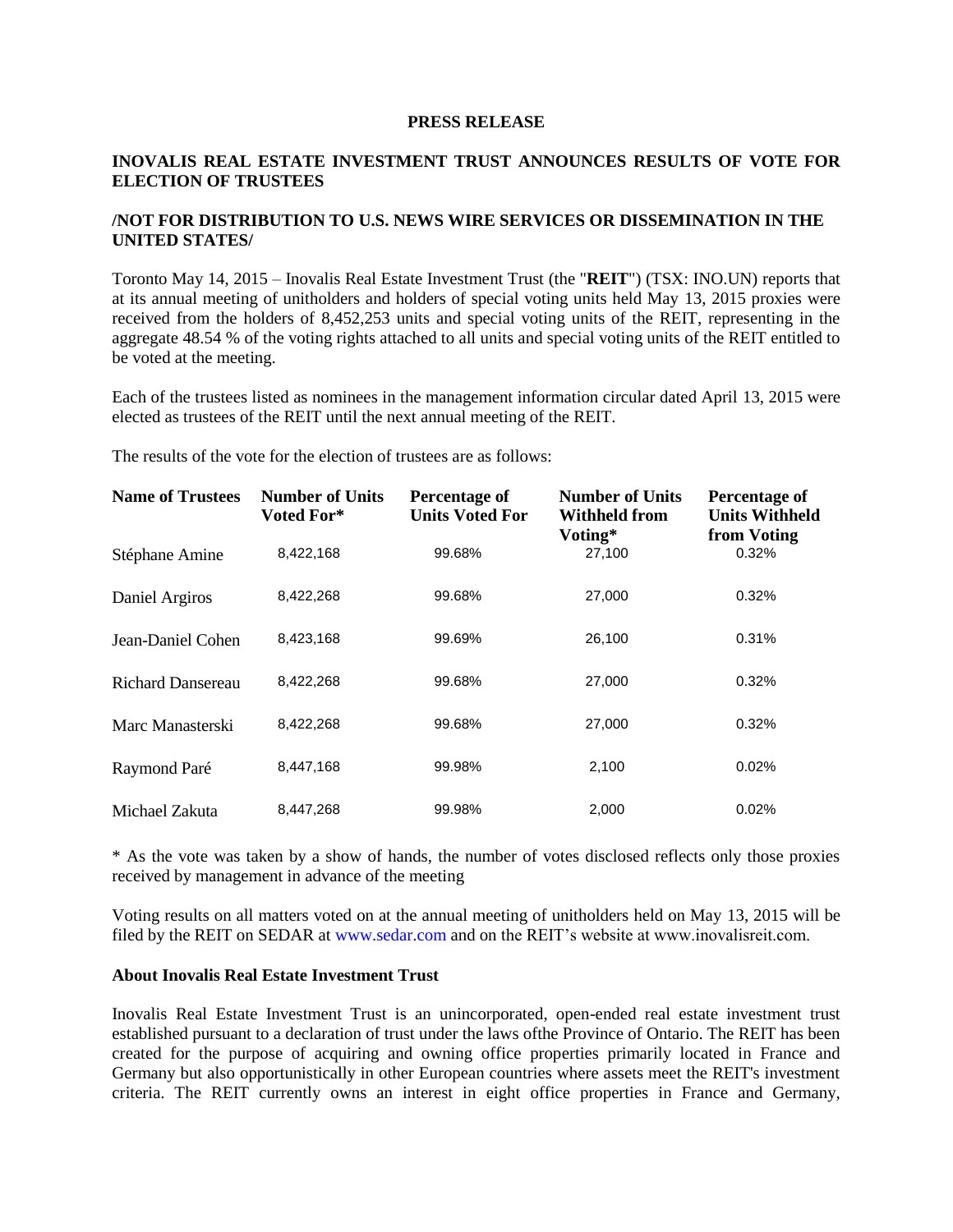**PRESS RELEASE**

# INOVALIS REAL ESTATE INVESTMENT TRUST ANNOUNCES RESULTS OF VOTE FOR ELECTION OF TRUSTEES

**/NOT FOR DISTRIBUTION TO U.S. NEWS WIRE SERVICES OR DISSEMINATION IN THE UNITED STATES/**

Toronto May 14, 2015 – Inovalis Real Estate Investment Trust (the "**REIT**") (TSX: INO.UN) reports that at its annual meeting of unitholders and holders of special voting units held May 13, 2015 proxies were received from the holders of 8,452,253 units and special voting units of the REIT, representing in the aggregate 48.54 % of the voting rights attached to all units and special voting units of the REIT entitled to be voted at the meeting.

Each of the trustees listed as nominees in the management information circular dated April 13, 2015 were elected as trustees of the REIT until the next annual meeting of the REIT.

The results of the vote for the election of trustees are as follows:

| Name of Trustees | Number of Units Voted For* | Percentage of Units Voted For | Number of Units Withheld from Voting* | Percentage of Units Withheld from Voting |
|---|---|---|---|---|
| Stéphane Amine | 8,422,168 | 99.68% | 27,100 | 0.32% |
| Daniel Argiros | 8,422,268 | 99.68% | 27,000 | 0.32% |
| Jean-Daniel Cohen | 8,423,168 | 99.69% | 26,100 | 0.31% |
| Richard Dansereau | 8,422,268 | 99.68% | 27,000 | 0.32% |
| Marc Manasterski | 8,422,268 | 99.68% | 27,000 | 0.32% |
| Raymond Paré | 8,447,168 | 99.98% | 2,100 | 0.02% |
| Michael Zakuta | 8,447,268 | 99.98% | 2,000 | 0.02% |

* As the vote was taken by a show of hands, the number of votes disclosed reflects only those proxies received by management in advance of the meeting

Voting results on all matters voted on at the annual meeting of unitholders held on May 13, 2015 will be filed by the REIT on SEDAR at www.sedar.com and on the REIT's website at www.inovalisreit.com.

**About Inovalis Real Estate Investment Trust**

Inovalis Real Estate Investment Trust is an unincorporated, open-ended real estate investment trust established pursuant to a declaration of trust under the laws ofthe Province of Ontario. The REIT has been created for the purpose of acquiring and owning office properties primarily located in France and Germany but also opportunistically in other European countries where assets meet the REIT's investment criteria. The REIT currently owns an interest in eight office properties in France and Germany,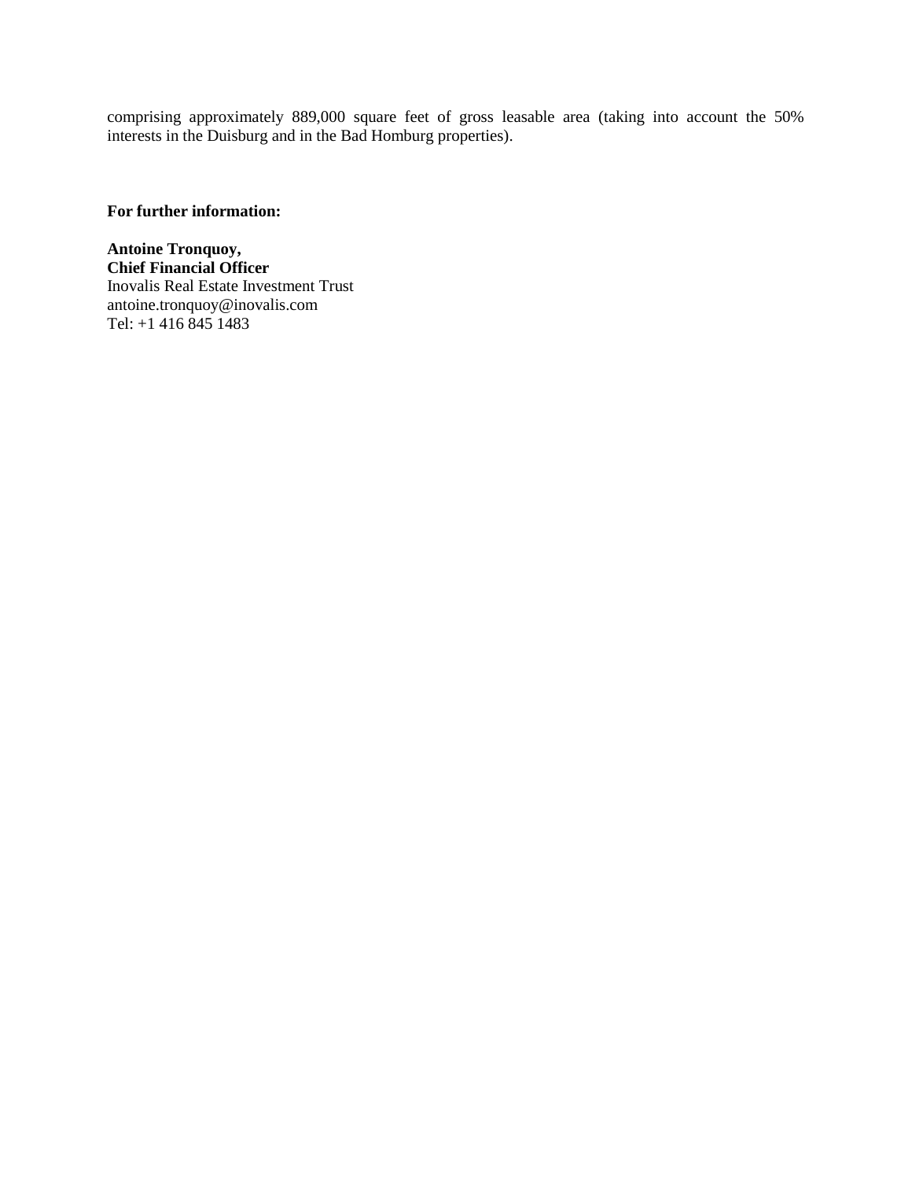comprising approximately 889,000 square feet of gross leasable area (taking into account the 50% interests in the Duisburg and in the Bad Homburg properties).

**For further information:**

**Antoine Tronquoy,**
**Chief Financial Officer**
Inovalis Real Estate Investment Trust
antoine.tronquoy@inovalis.com
Tel: +1 416 845 1483